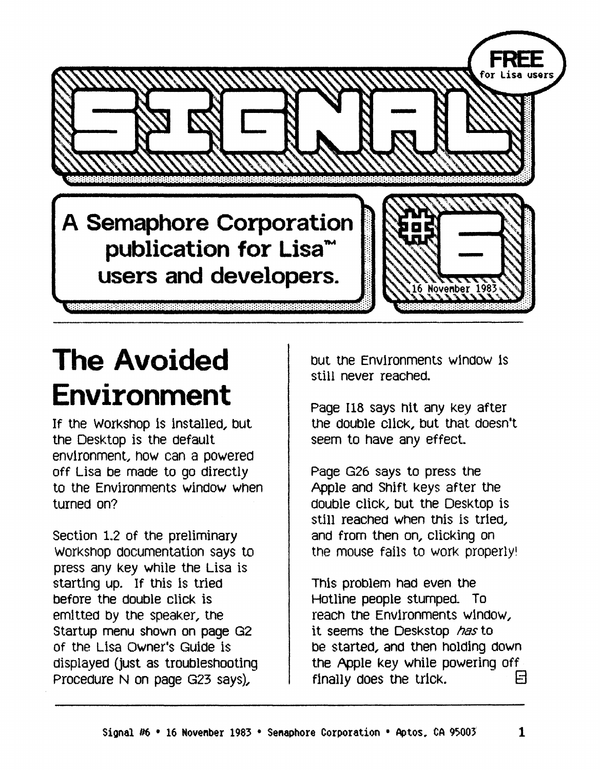# SIGNAL

**FREE** for Lisa users

**A Semaphore Corporation publication for Lisa™ users and developers.**

**#6** 16 November 1983

## The Avoided Environment

If the Workshop is installed, but the Desktop is the default environment, how can a powered off Lisa be made to go directly to the Environments window when turned on?

Section 1.2 of the preliminary Workshop documentation says to press any key while the Lisa is starting up. If this is tried before the double click is emitted by the speaker, the Startup menu shown on page G2 of the Lisa Owner's Guide is displayed (just as troubleshooting Procedure N on page G23 says), but the Environments window is still never reached.

Page I18 says hit any key after the double click, but that doesn't seem to have any effect.

Page G26 says to press the Apple and Shift keys after the double click, but the Desktop is still reached when this is tried, and from then on, clicking on the mouse fails to work properly!

This problem had even the Hotline people stumped. To reach the Environments window, it seems the Deskstop *has* to be started, and then holding down the Apple key while powering off finally does the trick.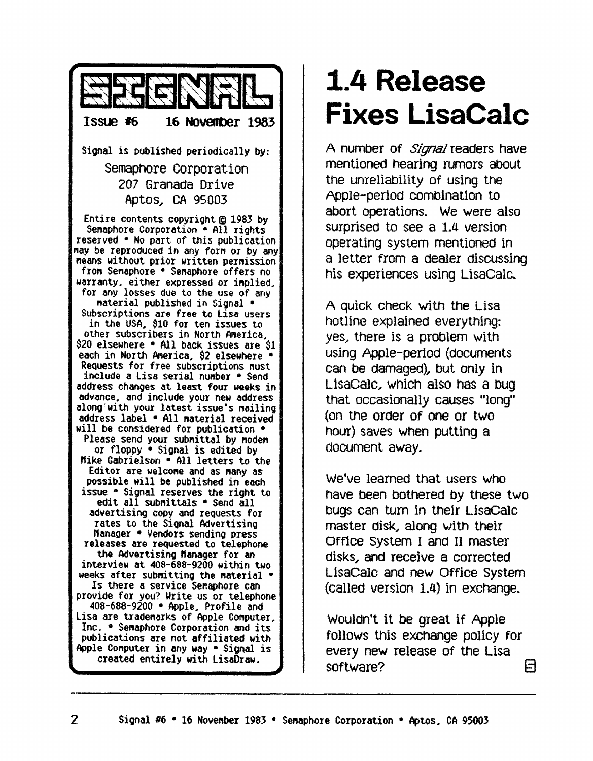# SIGNAL

Issue #6 16 November 1983

Signal is published periodically by:

Semaphore Corporation
207 Granada Drive
Aptos, CA 95003

Entire contents copyright © 1983 by Semaphore Corporation • All rights reserved • No part of this publication may be reproduced in any form or by any means without prior written permission from Semaphore • Semaphore offers no warranty, either expressed or implied, for any losses due to the use of any material published in Signal • Subscriptions are free to Lisa users in the USA, $10 for ten issues to other subscribers in North America, $20 elsewhere • All back issues are $1 each in North America, $2 elsewhere • Requests for free subscriptions must include a Lisa serial number • Send address changes at least four weeks in advance, and include your new address along with your latest issue's mailing address label • All material received will be considered for publication • Please send your submittal by modem or floppy • Signal is edited by Mike Gabrielson • All letters to the Editor are welcome and as many as possible will be published in each issue • Signal reserves the right to edit all submittals • Send all advertising copy and requests for rates to the Signal Advertising Manager • Vendors sending press releases are requested to telephone the Advertising Manager for an interview at 408-688-9200 within two weeks after submitting the material • Is there a service Semaphore can provide for you? Write us or telephone 408-688-9200 • Apple, Profile and Lisa are trademarks of Apple Computer, Inc. • Semaphore Corporation and its publications are not affiliated with Apple Computer in any way • Signal is created entirely with LisaDraw.

# 1.4 Release Fixes LisaCalc

A number of *Signal* readers have mentioned hearing rumors about the unreliability of using the Apple-period combination to abort operations. We were also surprised to see a 1.4 version operating system mentioned in a letter from a dealer discussing his experiences using LisaCalc.

A quick check with the Lisa hotline explained everything: yes, there is a problem with using Apple-period (documents can be damaged), but only in LisaCalc, which also has a bug that occasionally causes "long" (on the order of one or two hour) saves when putting a document away.

We've learned that users who have been bothered by these two bugs can turn in their LisaCalc master disk, along with their Office System I and II master disks, and receive a corrected LisaCalc and new Office System (called version 1.4) in exchange.

Wouldn't it be great if Apple follows this exchange policy for every new release of the Lisa software?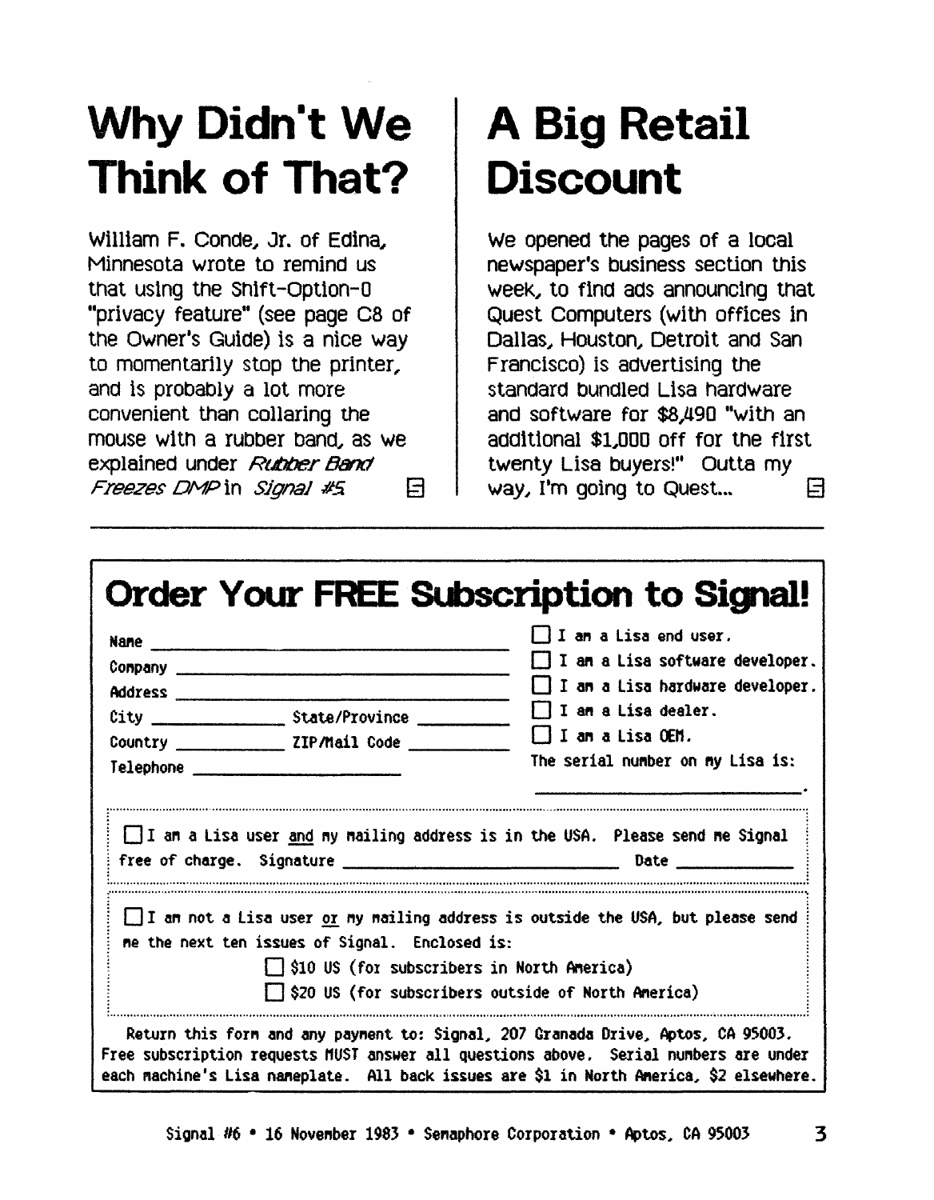# Why Didn't We Think of That?

William F. Conde, Jr. of Edina, Minnesota wrote to remind us that using the Shift-Option-0 "privacy feature" (see page C8 of the Owner's Guide) is a nice way to momentarily stop the printer, and is probably a lot more convenient than collaring the mouse with a rubber band, as we explained under *Rubber Band Freezes DMP* in *Signal #5*.

# A Big Retail Discount

We opened the pages of a local newspaper's business section this week, to find ads announcing that Quest Computers (with offices in Dallas, Houston, Detroit and San Francisco) is advertising the standard bundled Lisa hardware and software for $8,490 "with an additional $1,000 off for the first twenty Lisa buyers!" Outta my way, I'm going to Quest...

---

## Order Your FREE Subscription to Signal!

Name ______________________________

Company ______________________________

Address ______________________________

City ____________ State/Province __________

Country ____________ ZIP/Mail Code __________

Telephone ____________________

☐ I am a Lisa end user.
☐ I am a Lisa software developer.
☐ I am a Lisa hardware developer.
☐ I am a Lisa dealer.
☐ I am a Lisa OEM.

The serial number on my Lisa is: ____________________.

☐ I am a Lisa user and my mailing address is in the USA. Please send me Signal free of charge. Signature ______________________ Date __________

☐ I am not a Lisa user or my mailing address is outside the USA, but please send me the next ten issues of Signal. Enclosed is:

☐ $10 US (for subscribers in North America)
☐ $20 US (for subscribers outside of North America)

Return this form and any payment to: Signal, 207 Granada Drive, Aptos, CA 95003. Free subscription requests MUST answer all questions above. Serial numbers are under each machine's Lisa nameplate. All back issues are $1 in North America, $2 elsewhere.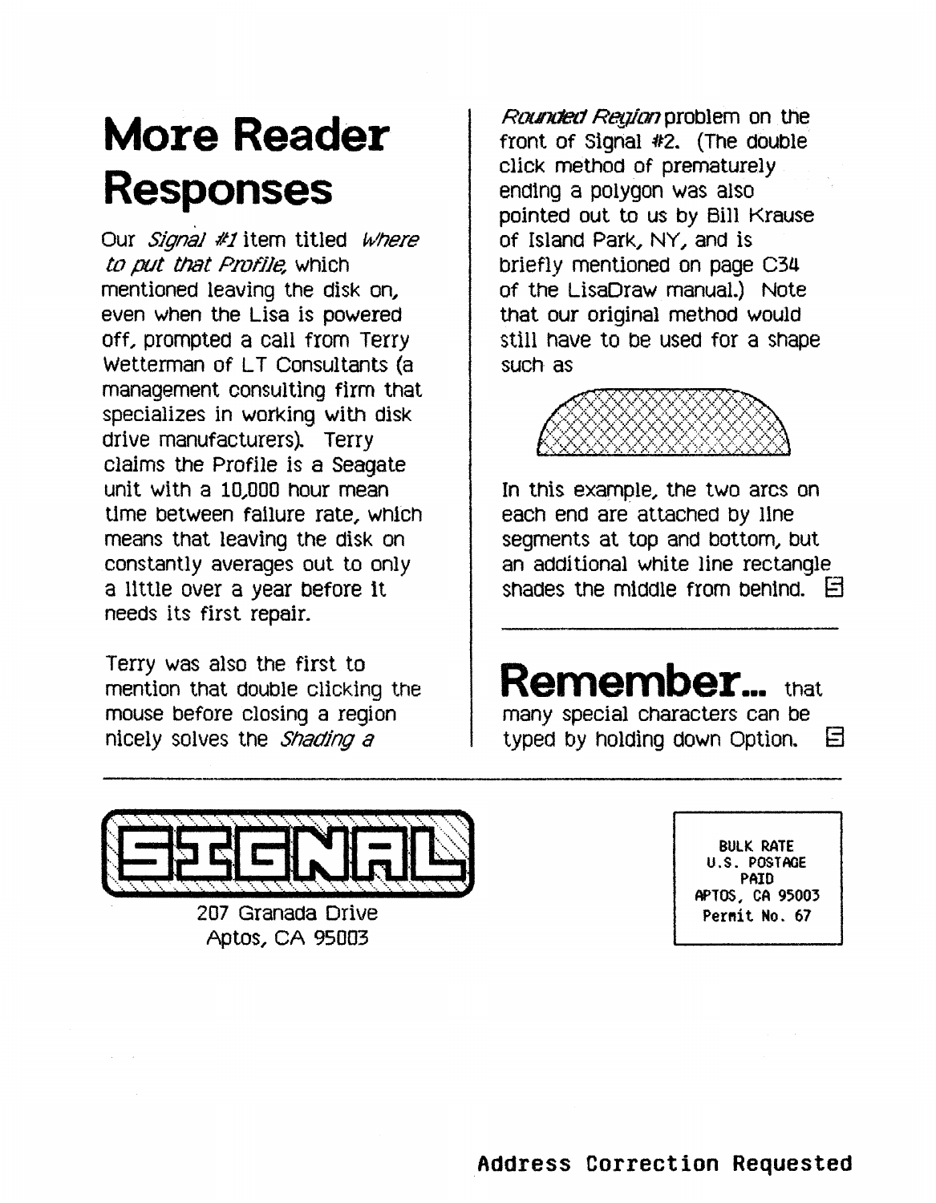# More Reader Responses

Our *Signal #1* item titled *Where to put that Profile*, which mentioned leaving the disk on, even when the Lisa is powered off, prompted a call from Terry Wetterman of LT Consultants (a management consulting firm that specializes in working with disk drive manufacturers). Terry claims the Profile is a Seagate unit with a 10,000 hour mean time between failure rate, which means that leaving the disk on constantly averages out to only a little over a year before it needs its first repair.

Terry was also the first to mention that double clicking the mouse before closing a region nicely solves the *Shading a Rounded Region* problem on the front of Signal #2. (The double click method of prematurely ending a polygon was also pointed out to us by Bill Krause of Island Park, NY, and is briefly mentioned on page C34 of the LisaDraw manual.) Note that our original method would still have to be used for a shape such as

In this example, the two arcs on each end are attached by line segments at top and bottom, but an additional white line rectangle shades the middle from behind.

---

**Remember...** that many special characters can be typed by holding down Option.

---

SIGNAL

207 Granada Drive
Aptos, CA 95003

BULK RATE
U.S. POSTAGE
PAID
APTOS, CA 95003
Permit No. 67

**Address Correction Requested**